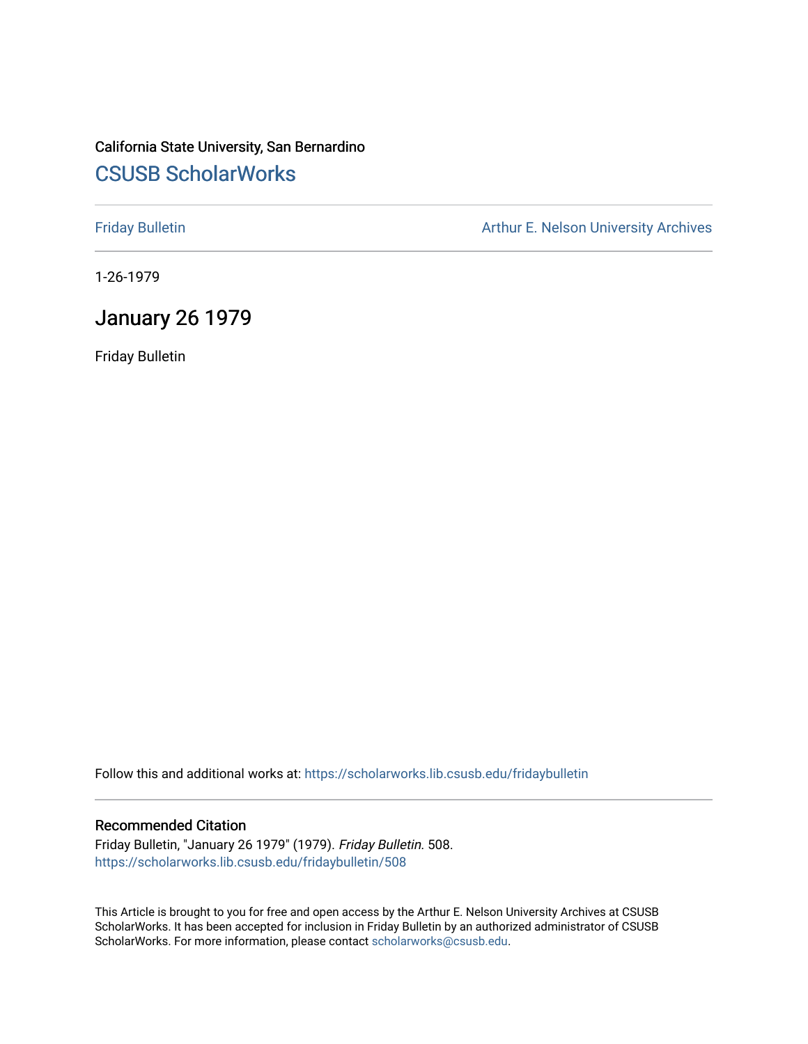California State University, San Bernardino

## CSUSB ScholarWorks

Friday Bulletin

Arthur E. Nelson University Archives

1-26-1979

# January 26 1979

Friday Bulletin

Follow this and additional works at: https://scholarworks.lib.csusb.edu/fridaybulletin

### Recommended Citation

Friday Bulletin, "January 26 1979" (1979). *Friday Bulletin*. 508.
https://scholarworks.lib.csusb.edu/fridaybulletin/508

This Article is brought to you for free and open access by the Arthur E. Nelson University Archives at CSUSB ScholarWorks. It has been accepted for inclusion in Friday Bulletin by an authorized administrator of CSUSB ScholarWorks. For more information, please contact scholarworks@csusb.edu.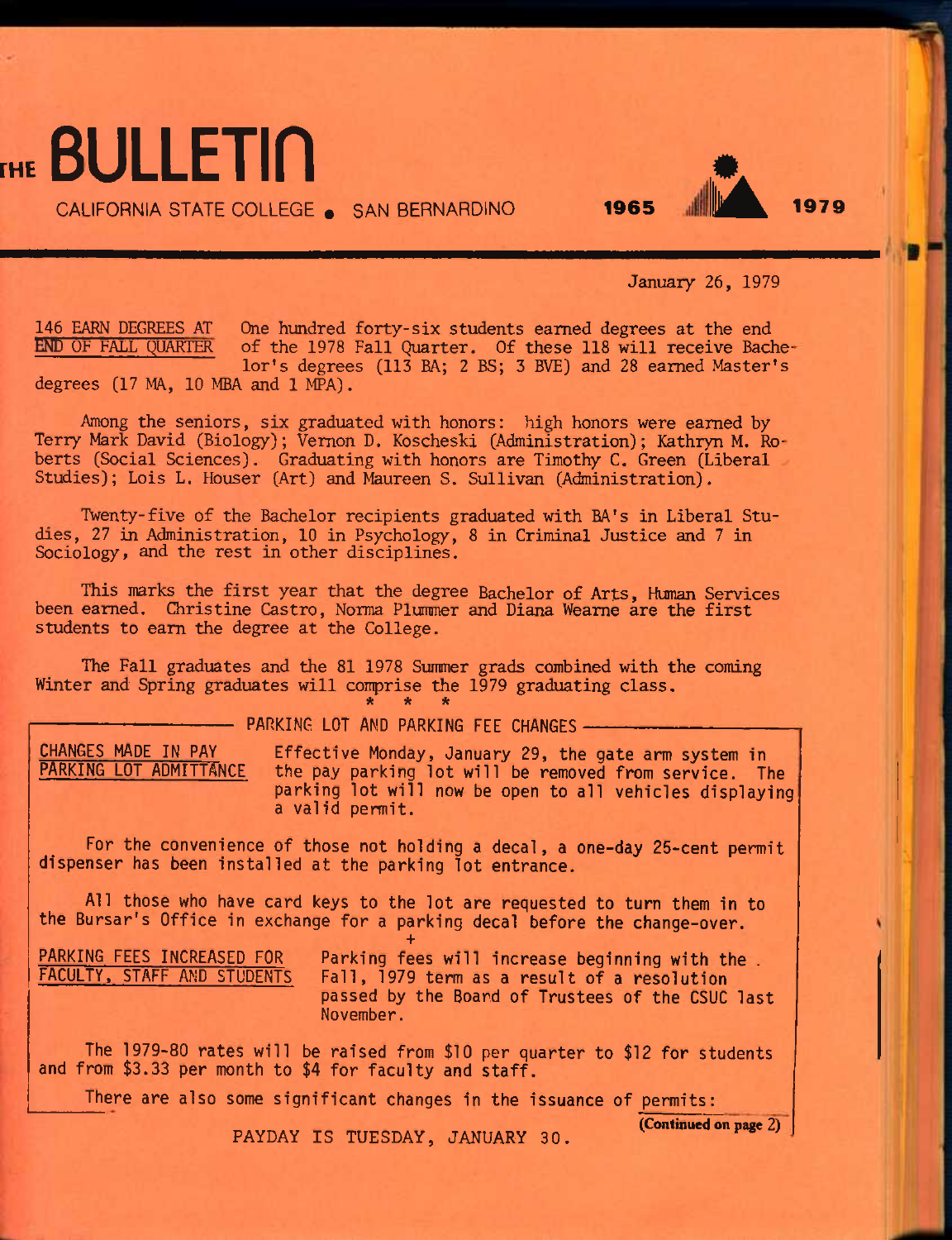# THE BULLETIN

CALIFORNIA STATE COLLEGE • SAN BERNARDINO 1965 1979

January 26, 1979

**146 EARN DEGREES AT END OF FALL QUARTER** One hundred forty-six students earned degrees at the end of the 1978 Fall Quarter. Of these 118 will receive Bachelor's degrees (113 BA; 2 BS; 3 BVE) and 28 earned Master's degrees (17 MA, 10 MBA and 1 MPA).

Among the seniors, six graduated with honors: high honors were earned by Terry Mark David (Biology); Vernon D. Koscheski (Administration); Kathryn M. Roberts (Social Sciences). Graduating with honors are Timothy C. Green (Liberal Studies); Lois L. Houser (Art) and Maureen S. Sullivan (Administration).

Twenty-five of the Bachelor recipients graduated with BA's in Liberal Studies, 27 in Administration, 10 in Psychology, 8 in Criminal Justice and 7 in Sociology, and the rest in other disciplines.

This marks the first year that the degree Bachelor of Arts, Human Services been earned. Christine Castro, Norma Plummer and Diana Wearne are the first students to earn the degree at the College.

The Fall graduates and the 81 1978 Summer grads combined with the coming Winter and Spring graduates will comprise the 1979 graduating class.

\* \* \*

## PARKING LOT AND PARKING FEE CHANGES

**CHANGES MADE IN PAY PARKING LOT ADMITTANCE** Effective Monday, January 29, the gate arm system in the pay parking lot will be removed from service. The parking lot will now be open to all vehicles displaying a valid permit.

For the convenience of those not holding a decal, a one-day 25-cent permit dispenser has been installed at the parking lot entrance.

All those who have card keys to the lot are requested to turn them in to the Bursar's Office in exchange for a parking decal before the change-over.

+

**PARKING FEES INCREASED FOR FACULTY, STAFF AND STUDENTS** Parking fees will increase beginning with the Fall, 1979 term as a result of a resolution passed by the Board of Trustees of the CSUC last November.

The 1979-80 rates will be raised from $10 per quarter to $12 for students and from $3.33 per month to $4 for faculty and staff.

There are also some significant changes in the issuance of permits:

(Continued on page 2)

PAYDAY IS TUESDAY, JANUARY 30.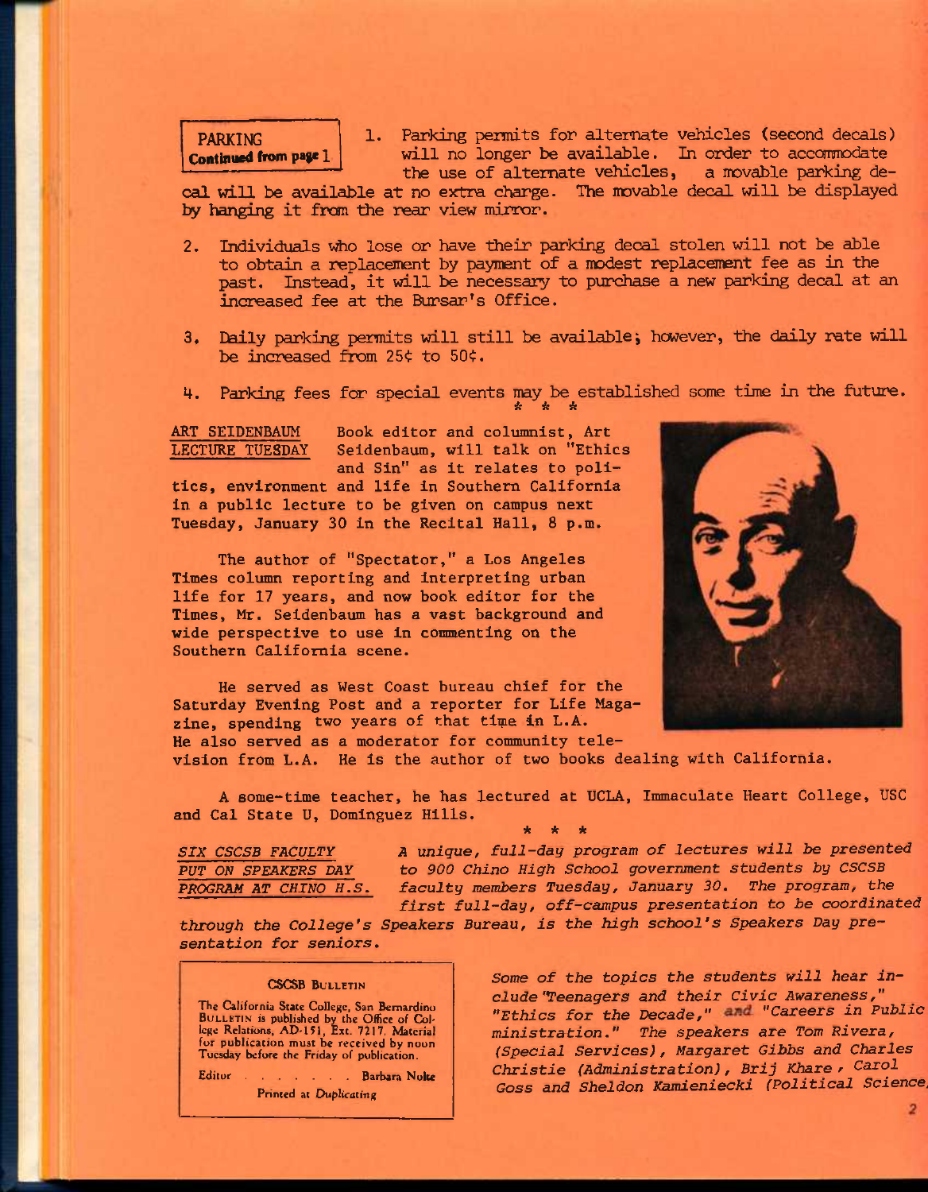**PARKING**
**Continued from page 1**

1. Parking permits for alternate vehicles (second decals) will no longer be available. In order to accommodate the use of alternate vehicles, a movable parking decal will be available at no extra charge. The movable decal will be displayed by hanging it from the rear view mirror.

2. Individuals who lose or have their parking decal stolen will not be able to obtain a replacement by payment of a modest replacement fee as in the past. Instead, it will be necessary to purchase a new parking decal at an increased fee at the Bursar's Office.

3. Daily parking permits will still be available; however, the daily rate will be increased from 25¢ to 50¢.

4. Parking fees for special events may be established some time in the future.

\* \* \*

ART SEIDENBAUM LECTURE TUESDAY

Book editor and columnist, Art Seidenbaum, will talk on "Ethics and Sin" as it relates to politics, environment and life in Southern California in a public lecture to be given on campus next Tuesday, January 30 in the Recital Hall, 8 p.m.

The author of "Spectator," a Los Angeles Times column reporting and interpreting urban life for 17 years, and now book editor for the Times, Mr. Seidenbaum has a vast background and wide perspective to use in commenting on the Southern California scene.

He served as West Coast bureau chief for the Saturday Evening Post and a reporter for Life Magazine, spending two years of that time in L.A. He also served as a moderator for community television from L.A. He is the author of two books dealing with California.

A some-time teacher, he has lectured at UCLA, Immaculate Heart College, USC and Cal State U, Dominguez Hills.

\* \* \*

*SIX CSCSB FACULTY PUT ON SPEAKERS DAY PROGRAM AT CHINO H.S.*

*A unique, full-day program of lectures will be presented to 900 Chino High School government students by CSCSB faculty members Tuesday, January 30. The program, the first full-day, off-campus presentation to be coordinated through the College's Speakers Bureau, is the high school's Speakers Day presentation for seniors.*

*Some of the topics the students will hear include "Teenagers and their Civic Awareness," "Ethics for the Decade," and "Careers in Public ministration." The speakers are Tom Rivera, (Special Services), Margaret Gibbs and Charles Christie (Administration), Brij Khare, Carol Goss and Sheldon Kamieniecki (Political Science*

**CSCSB BULLETIN**

The California State College, San Bernardino BULLETIN is published by the Office of College Relations, AD-151, Ext. 7217. Material for publication must be received by noon Tuesday before the Friday of publication.

Editor . . . . . . . Barbara Nolte

Printed at Duplicating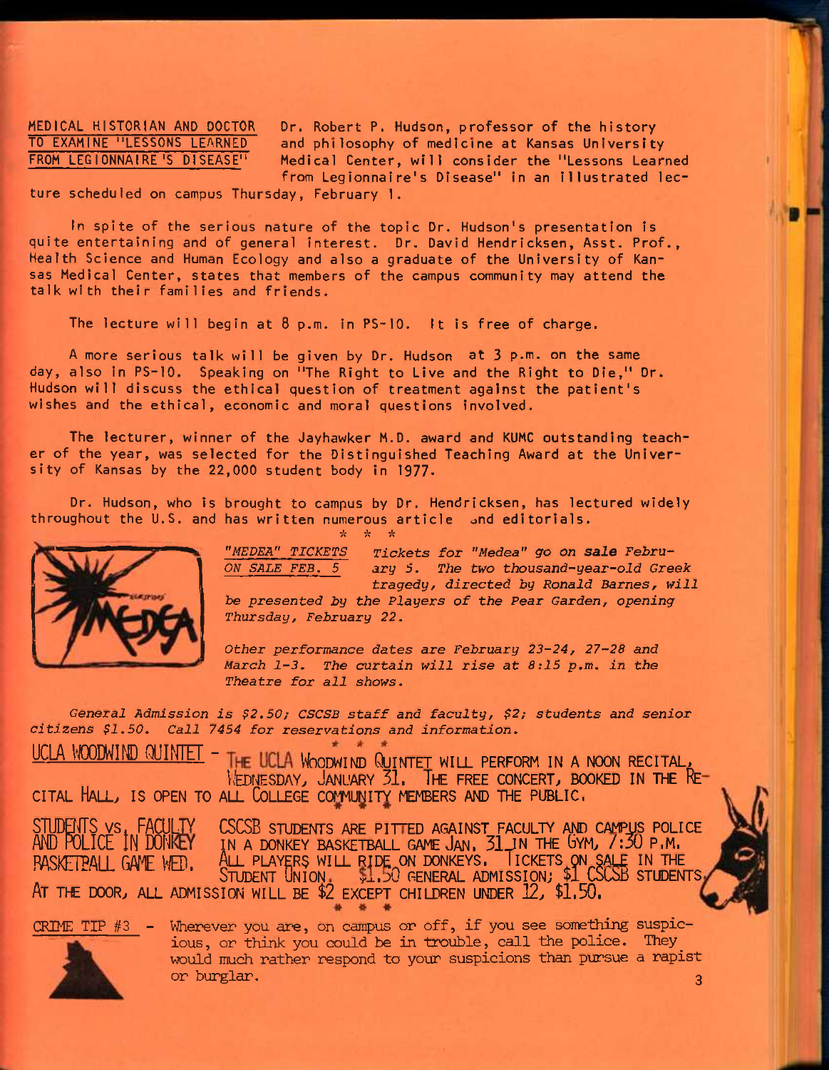**MEDICAL HISTORIAN AND DOCTOR TO EXAMINE "LESSONS LEARNED FROM LEGIONNAIRE'S DISEASE"** Dr. Robert P. Hudson, professor of the history and philosophy of medicine at Kansas University Medical Center, will consider the "Lessons Learned from Legionnaire's Disease" in an illustrated lecture scheduled on campus Thursday, February 1.

In spite of the serious nature of the topic Dr. Hudson's presentation is quite entertaining and of general interest. Dr. David Hendricksen, Asst. Prof., Health Science and Human Ecology and also a graduate of the University of Kansas Medical Center, states that members of the campus community may attend the talk with their families and friends.

The lecture will begin at 8 p.m. in PS-10. It is free of charge.

A more serious talk will be given by Dr. Hudson at 3 p.m. on the same day, also in PS-10. Speaking on "The Right to Live and the Right to Die," Dr. Hudson will discuss the ethical question of treatment against the patient's wishes and the ethical, economic and moral questions involved.

The lecturer, winner of the Jayhawker M.D. award and KUMC outstanding teacher of the year, was selected for the Distinguished Teaching Award at the University of Kansas by the 22,000 student body in 1977.

Dr. Hudson, who is brought to campus by Dr. Hendricksen, has lectured widely throughout the U.S. and has written numerous article and editorials.

\* \* \*

***"MEDEA" TICKETS ON SALE FEB. 5*** *Tickets for "Medea" go on sale February 5. The two thousand-year-old Greek tragedy, directed by Ronald Barnes, will be presented by the Players of the Pear Garden, opening Thursday, February 22.*

*Other performance dates are February 23-24, 27-28 and March 1-3. The curtain will rise at 8:15 p.m. in the Theatre for all shows.*

*General Admission is $2.50; CSCSB staff and faculty, $2; students and senior citizens $1.50. Call 7454 for reservations and information.*

\* \* \*

**UCLA WOODWIND QUINTET** - THE UCLA WOODWIND QUINTET WILL PERFORM IN A NOON RECITAL, WEDNESDAY, JANUARY 31. THE FREE CONCERT, BOOKED IN THE RECITAL HALL, IS OPEN TO ALL COLLEGE COMMUNITY MEMBERS AND THE PUBLIC.

\* \* \*

**STUDENTS VS. FACULTY AND POLICE IN DONKEY BASKETBALL GAME WED.** CSCSB STUDENTS ARE PITTED AGAINST FACULTY AND CAMPUS POLICE IN A DONKEY BASKETBALL GAME JAN. 31 IN THE GYM, 7:30 P.M. ALL PLAYERS WILL RIDE ON DONKEYS. TICKETS ON SALE IN THE STUDENT UNION. $1.50 GENERAL ADMISSION; $1 CSCSB STUDENTS. AT THE DOOR, ALL ADMISSION WILL BE $2 EXCEPT CHILDREN UNDER 12, $1.50.

\* \* \*

**CRIME TIP #3** - Wherever you are, on campus or off, if you see something suspicious, or think you could be in trouble, call the police. They would much rather respond to your suspicions than pursue a rapist or burglar.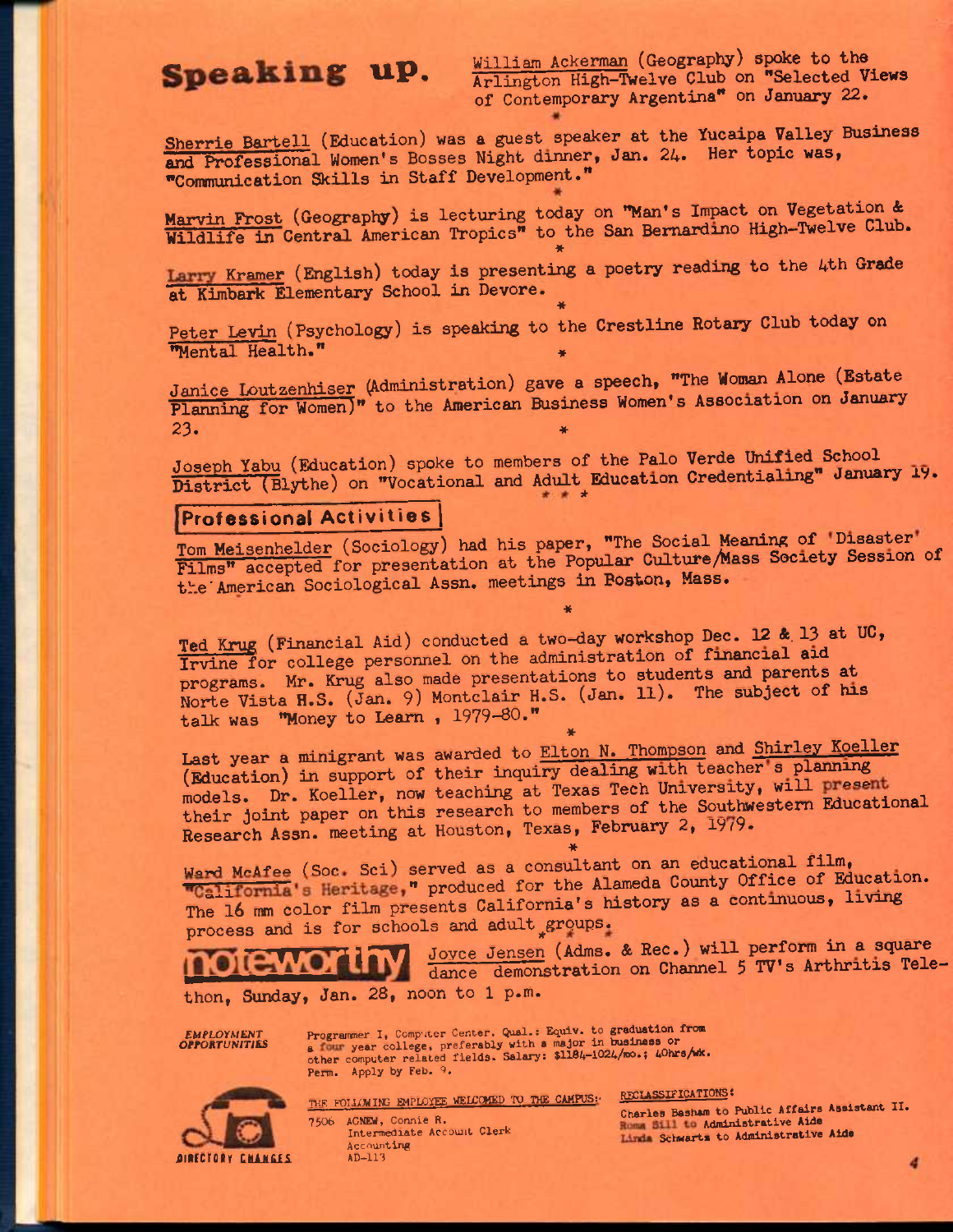# Speaking up.

William Ackerman (Geography) spoke to the Arlington High-Twelve Club on "Selected Views of Contemporary Argentina" on January 22.

*

Sherrie Bartell (Education) was a guest speaker at the Yucaipa Valley Business and Professional Women's Bosses Night dinner, Jan. 24. Her topic was, "Communication Skills in Staff Development."

*

Marvin Frost (Geography) is lecturing today on "Man's Impact on Vegetation & Wildlife in Central American Tropics" to the San Bernardino High-Twelve Club.

*

Larry Kramer (English) today is presenting a poetry reading to the 4th Grade at Kimbark Elementary School in Devore.

*

Peter Levin (Psychology) is speaking to the Crestline Rotary Club today on "Mental Health."

*

Janice Loutzenhiser (Administration) gave a speech, "The Woman Alone (Estate Planning for Women)" to the American Business Women's Association on January 23.

*

Joseph Yabu (Education) spoke to members of the Palo Verde Unified School District (Blythe) on "Vocational and Adult Education Credentialing" January 19.

* * *

## Professional Activities

Tom Meisenhelder (Sociology) had his paper, "The Social Meaning of 'Disaster' Films" accepted for presentation at the Popular Culture/Mass Society Session of the American Sociological Assn. meetings in Boston, Mass.

*

Ted Krug (Financial Aid) conducted a two-day workshop Dec. 12 & 13 at UC, Irvine for college personnel on the administration of financial aid programs. Mr. Krug also made presentations to students and parents at Norte Vista H.S. (Jan. 9) Montclair H.S. (Jan. 11). The subject of his talk was "Money to Learn , 1979-80."

*

Last year a minigrant was awarded to Elton N. Thompson and Shirley Koeller (Education) in support of their inquiry dealing with teacher's planning models. Dr. Koeller, now teaching at Texas Tech University, will present their joint paper on this research to members of the Southwestern Educational Research Assn. meeting at Houston, Texas, February 2, 1979.

*

Ward McAfee (Soc. Sci) served as a consultant on an educational film, "California's Heritage," produced for the Alameda County Office of Education. The 16 mm color film presents California's history as a continuous, living process and is for schools and adult groups.

* * *

## noteworthy

Joyce Jensen (Adms. & Rec.) will perform in a square dance demonstration on Channel 5 TV's Arthritis Telethon, Sunday, Jan. 28, noon to 1 p.m.

*EMPLOYMENT OPPORTUNITIES*

Programmer I, Computer Center. Qual.: Equiv. to graduation from a four year college, preferably with a major in business or other computer related fields. Salary: $1184-1024/mo.; 40hrs/wk. Perm. Apply by Feb. 9.

*DIRECTORY CHANGES*

THE FOLLOWING EMPLOYEE WELCOMED TO THE CAMPUS:

7506 ACNEW, Connie R.
Intermediate Account Clerk
Accounting
AD-113

RECLASSIFICATIONS:

Charles Basham to Public Affairs Assistant II.
Roma Sill to Administrative Aide
Linda Schwartz to Administrative Aide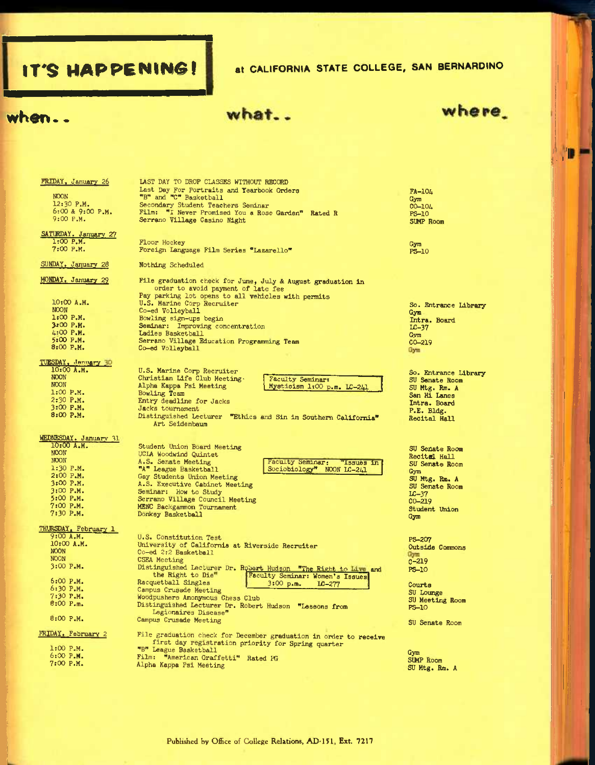# IT'S HAPPENING! at CALIFORNIA STATE COLLEGE, SAN BERNARDINO

| when.. | what.. | where. |
|---|---|---|
| **FRIDAY, January 26** | LAST DAY TO DROP CLASSES WITHOUT RECORD | |
| | Last Day For Portraits and Yearbook Orders | FA-104 |
| NOON | "B" and "C" Basketball | Gym |
| 12:30 P.M. | Secondary Student Teachers Seminar | CO-104 |
| 6:00 & 9:00 P.M. | Film: "I Never Promised You a Rose Garden" Rated R | PS-10 |
| 9:00 P.M. | Serrano Village Casino Night | SUMP Room |
| **SATURDAY, January 27** | | |
| 1:00 P.M. | Floor Hockey | Gym |
| 7:00 P.M. | Foreign Language Film Series "Lazarello" | PS-10 |
| **SUNDAY, January 28** | Nothing Scheduled | |
| **MONDAY, January 29** | File graduation check for June, July & August graduation in order to avoid payment of late fee | |
| | Pay parking lot opens to all vehicles with permits | |
| 10:00 A.M. | U.S. Marine Corp Recruiter | So. Entrance Library |
| NOON | Co-ed Volleyball | Gym |
| 1:00 P.M. | Bowling sign-ups begin | Intra. Board |
| 3:00 P.M. | Seminar: Improving concentration | LC-37 |
| 4:00 P.M. | Ladies Basketball | Gym |
| 5:00 P.M. | Serrano Village Education Programming Team | CO-219 |
| 8:00 P.M. | Co-ed Volleyball | Gym |
| **TUESDAY, January 30** | Faculty Seminar: Mysticism 1:00 p.m. LC-241 | |
| 10:00 A.M. | U.S. Marine Corp Recruiter | So. Entrance Library |
| NOON | Christian Life Club Meeting | SU Senate Room |
| NOON | Alpha Kappa Psi Meeting | SU Mtg. Rm. A |
| 1:00 P.M. | Bowling Team | San Hi Lanes |
| 2:30 P.M. | Entry deadline for Jacks | Intra. Board |
| 3:00 P.M. | Jacks tournament | P.E. Bldg. |
| 8:00 P.M. | Distinguished Lecturer "Ethics and Sin in Southern California" Art Seidenbaum | Recital Hall |
| **WEDNESDAY, January 31** | Faculty Seminar: "Issues in Sociobiology" NOON LC-241 | |
| 10:00 A.M. | Student Union Board Meeting | SU Senate Room |
| NOON | UCLA Woodwind Quintet | Recital Hall |
| NOON | A.S. Senate Meeting | SU Senate Room |
| 1:30 P.M. | "A" League Basketball | Gym |
| 2:00 P.M. | Gay Students Union Meeting | SU Mtg. Rm. A |
| 3:00 P.M. | A.S. Executive Cabinet Meeting | SU Senate Room |
| 3:00 P.M. | Seminar: How to Study | LC-37 |
| 5:00 P.M. | Serrano Village Council Meeting | CO-219 |
| 7:00 P.M. | MENC Backgammon Tournament | Student Union |
| 7:30 P.M. | Donkey Basketball | Gym |
| **THURSDAY, February 1** | Faculty Seminar: Women's Issues 3:00 p.m. LC-277 | |
| 9:00 A.M. | U.S. Constitution Test | PS-207 |
| 10:00 A.M. | University of California at Riverside Recruiter | Outside Commons |
| NOON | Co-ed 2:2 Basketball | Gym |
| NOON | CSEA Meeting | C-219 |
| 3:00 P.M. | Distinguished Lecturer Dr. Robert Hudson "The Right to Live and the Right to Die" | PS-10 |
| 6:00 P.M. | Racquetball Singles | Courts |
| 6:30 P.M. | Campus Crusade Meeting | SU Lounge |
| 7:30 P.M. | Woodpushers Anonymous Chess Club | SU Meeting Room |
| 8:00 P.M. | Distinguished Lecturer Dr. Robert Hudson "Lessons from Legionaires Disease" | PS-10 |
| 8:00 P.M. | Campus Crusade Meeting | SU Senate Room |
| **FRIDAY, February 2** | File graduation check for December graduation in order to receive first day registration priority for Spring quarter | |
| 1:00 P.M. | "B" League Basketball | Gym |
| 6:00 P.M. | Film: "American Graffetti" Rated PG | SUMP Room |
| 7:00 P.M. | Alpha Kappa Psi Meeting | SU Mtg. Rm. A |

Published by Office of College Relations, AD-151, Ext. 7217